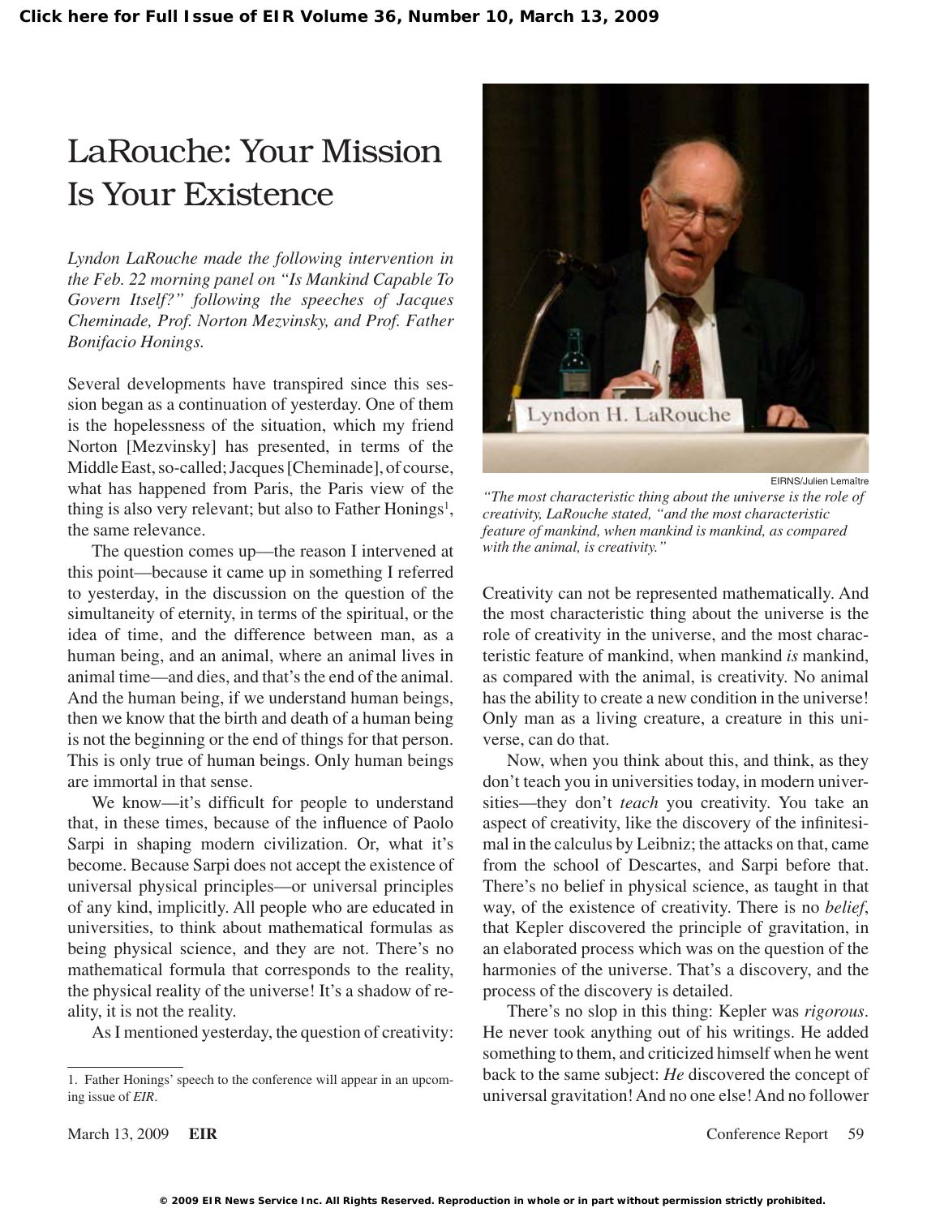# LaRouche: Your Mission Is Your Existence

*Lyndon LaRouche made the following intervention in the Feb. 22 morning panel on "Is Mankind Capable To Govern Itself?" following the speeches of Jacques Cheminade, Prof. Norton Mezvinsky, and Prof. Father Bonifacio Honings.*

Several developments have transpired since this session began as a continuation of yesterday. One of them is the hopelessness of the situation, which my friend Norton [Mezvinsky] has presented, in terms of the Middle East, so-called; Jacques [Cheminade], of course, what has happened from Paris, the Paris view of the thing is also very relevant; but also to Father Honings[1], the same relevance.

The question comes up—the reason I intervened at this point—because it came up in something I referred to yesterday, in the discussion on the question of the simultaneity of eternity, in terms of the spiritual, or the idea of time, and the difference between man, as a human being, and an animal, where an animal lives in animal time—and dies, and that's the end of the animal. And the human being, if we understand human beings, then we know that the birth and death of a human being is not the beginning or the end of things for that person. This is only true of human beings. Only human beings are immortal in that sense.

We know—it's difficult for people to understand that, in these times, because of the influence of Paolo Sarpi in shaping modern civilization. Or, what it's become. Because Sarpi does not accept the existence of universal physical principles—or universal principles of any kind, implicitly. All people who are educated in universities, to think about mathematical formulas as being physical science, and they are not. There's no mathematical formula that corresponds to the reality, the physical reality of the universe! It's a shadow of reality, it is not the reality.

As I mentioned yesterday, the question of creativity: Creativity can not be represented mathematically. And the most characteristic thing about the universe is the role of creativity in the universe, and the most characteristic feature of mankind, when mankind *is* mankind, as compared with the animal, is creativity. No animal has the ability to create a new condition in the universe! Only man as a living creature, a creature in this universe, can do that.

EIRNS/Julien Lemaître

*"The most characteristic thing about the universe is the role of creativity, LaRouche stated, "and the most characteristic feature of mankind, when mankind is mankind, as compared with the animal, is creativity."*

Now, when you think about this, and think, as they don't teach you in universities today, in modern universities—they don't *teach* you creativity. You take an aspect of creativity, like the discovery of the infinitesimal in the calculus by Leibniz; the attacks on that, came from the school of Descartes, and Sarpi before that. There's no belief in physical science, as taught in that way, of the existence of creativity. There is no *belief*, that Kepler discovered the principle of gravitation, in an elaborated process which was on the question of the harmonies of the universe. That's a discovery, and the process of the discovery is detailed.

There's no slop in this thing: Kepler was *rigorous*. He never took anything out of his writings. He added something to them, and criticized himself when he went back to the same subject: *He* discovered the concept of universal gravitation! And no one else! And no follower

---

1. Father Honings' speech to the conference will appear in an upcoming issue of *EIR*.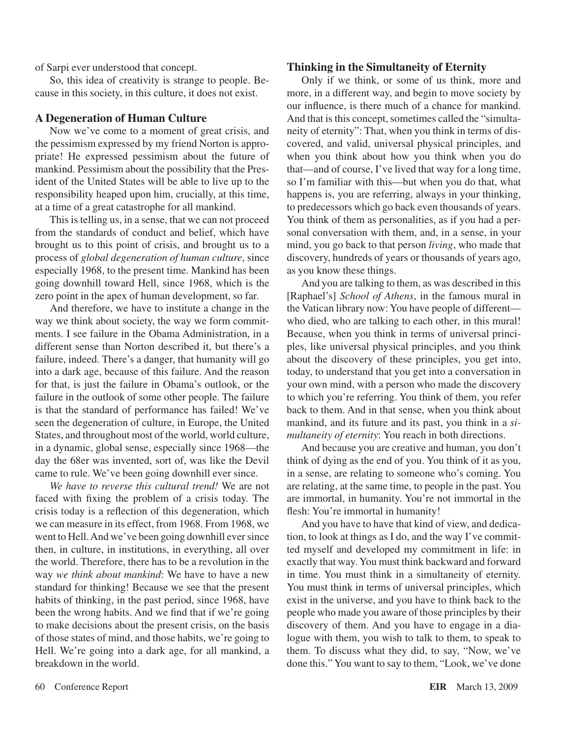of Sarpi ever understood that concept.

So, this idea of creativity is strange to people. Because in this society, in this culture, it does not exist.

### A Degeneration of Human Culture

Now we've come to a moment of great crisis, and the pessimism expressed by my friend Norton is appropriate! He expressed pessimism about the future of mankind. Pessimism about the possibility that the President of the United States will be able to live up to the responsibility heaped upon him, crucially, at this time, at a time of a great catastrophe for all mankind.

This is telling us, in a sense, that we can not proceed from the standards of conduct and belief, which have brought us to this point of crisis, and brought us to a process of *global degeneration of human culture*, since especially 1968, to the present time. Mankind has been going downhill toward Hell, since 1968, which is the zero point in the apex of human development, so far.

And therefore, we have to institute a change in the way we think about society, the way we form commitments. I see failure in the Obama Administration, in a different sense than Norton described it, but there's a failure, indeed. There's a danger, that humanity will go into a dark age, because of this failure. And the reason for that, is just the failure in Obama's outlook, or the failure in the outlook of some other people. The failure is that the standard of performance has failed! We've seen the degeneration of culture, in Europe, the United States, and throughout most of the world, world culture, in a dynamic, global sense, especially since 1968—the day the 68er was invented, sort of, was like the Devil came to rule. We've been going downhill ever since.

*We have to reverse this cultural trend!* We are not faced with fixing the problem of a crisis today. The crisis today is a reflection of this degeneration, which we can measure in its effect, from 1968. From 1968, we went to Hell. And we've been going downhill ever since then, in culture, in institutions, in everything, all over the world. Therefore, there has to be a revolution in the way *we think about mankind*: We have to have a new standard for thinking! Because we see that the present habits of thinking, in the past period, since 1968, have been the wrong habits. And we find that if we're going to make decisions about the present crisis, on the basis of those states of mind, and those habits, we're going to Hell. We're going into a dark age, for all mankind, a breakdown in the world.

### Thinking in the Simultaneity of Eternity

Only if we think, or some of us think, more and more, in a different way, and begin to move society by our influence, is there much of a chance for mankind. And that is this concept, sometimes called the "simultaneity of eternity": That, when you think in terms of discovered, and valid, universal physical principles, and when you think about how you think when you do that—and of course, I've lived that way for a long time, so I'm familiar with this—but when you do that, what happens is, you are referring, always in your thinking, to predecessors which go back even thousands of years. You think of them as personalities, as if you had a personal conversation with them, and, in a sense, in your mind, you go back to that person *living*, who made that discovery, hundreds of years or thousands of years ago, as you know these things.

And you are talking to them, as was described in this [Raphael's] *School of Athens*, in the famous mural in the Vatican library now: You have people of different—who died, who are talking to each other, in this mural! Because, when you think in terms of universal principles, like universal physical principles, and you think about the discovery of these principles, you get into, today, to understand that you get into a conversation in your own mind, with a person who made the discovery to which you're referring. You think of them, you refer back to them. And in that sense, when you think about mankind, and its future and its past, you think in a *simultaneity of eternity*: You reach in both directions.

And because you are creative and human, you don't think of dying as the end of you. You think of it as you, in a sense, are relating to someone who's coming. You are relating, at the same time, to people in the past. You are immortal, in humanity. You're not immortal in the flesh: You're immortal in humanity!

And you have to have that kind of view, and dedication, to look at things as I do, and the way I've committed myself and developed my commitment in life: in exactly that way. You must think backward and forward in time. You must think in a simultaneity of eternity. You must think in terms of universal principles, which exist in the universe, and you have to think back to the people who made you aware of those principles by their discovery of them. And you have to engage in a dialogue with them, you wish to talk to them, to speak to them. To discuss what they did, to say, "Now, we've done this." You want to say to them, "Look, we've done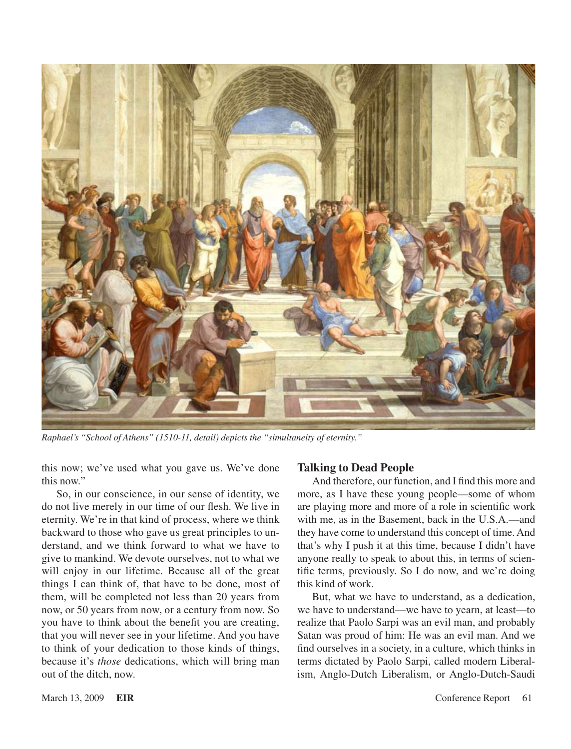Raphael's "School of Athens" (1510-11, detail) depicts the "simultaneity of eternity."

this now; we've used what you gave us. We've done this now."

So, in our conscience, in our sense of identity, we do not live merely in our time of our flesh. We live in eternity. We're in that kind of process, where we think backward to those who gave us great principles to understand, and we think forward to what we have to give to mankind. We devote ourselves, not to what we will enjoy in our lifetime. Because all of the great things I can think of, that have to be done, most of them, will be completed not less than 20 years from now, or 50 years from now, or a century from now. So you have to think about the benefit you are creating, that you will never see in your lifetime. And you have to think of your dedication to those kinds of things, because it's *those* dedications, which will bring man out of the ditch, now.

### Talking to Dead People

And therefore, our function, and I find this more and more, as I have these young people—some of whom are playing more and more of a role in scientific work with me, as in the Basement, back in the U.S.A.—and they have come to understand this concept of time. And that's why I push it at this time, because I didn't have anyone really to speak to about this, in terms of scientific terms, previously. So I do now, and we're doing this kind of work.

But, what we have to understand, as a dedication, we have to understand—we have to yearn, at least—to realize that Paolo Sarpi was an evil man, and probably Satan was proud of him: He was an evil man. And we find ourselves in a society, in a culture, which thinks in terms dictated by Paolo Sarpi, called modern Liberalism, Anglo-Dutch Liberalism, or Anglo-Dutch-Saudi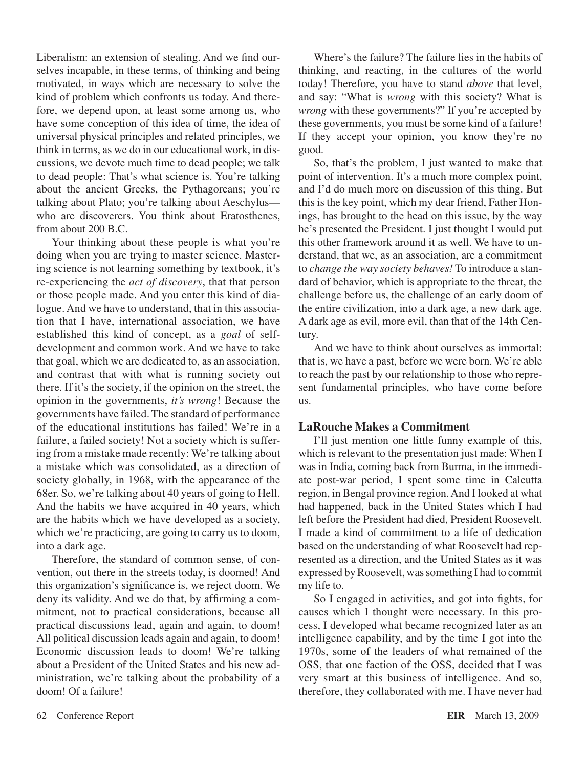Liberalism: an extension of stealing. And we find ourselves incapable, in these terms, of thinking and being motivated, in ways which are necessary to solve the kind of problem which confronts us today. And therefore, we depend upon, at least some among us, who have some conception of this idea of time, the idea of universal physical principles and related principles, we think in terms, as we do in our educational work, in discussions, we devote much time to dead people; we talk to dead people: That's what science is. You're talking about the ancient Greeks, the Pythagoreans; you're talking about Plato; you're talking about Aeschylus—who are discoverers. You think about Eratosthenes, from about 200 B.C.

Your thinking about these people is what you're doing when you are trying to master science. Mastering science is not learning something by textbook, it's re-experiencing the *act of discovery*, that that person or those people made. And you enter this kind of dialogue. And we have to understand, that in this association that I have, international association, we have established this kind of concept, as a *goal* of self-development and common work. And we have to take that goal, which we are dedicated to, as an association, and contrast that with what is running society out there. If it's the society, if the opinion on the street, the opinion in the governments, *it's wrong*! Because the governments have failed. The standard of performance of the educational institutions has failed! We're in a failure, a failed society! Not a society which is suffering from a mistake made recently: We're talking about a mistake which was consolidated, as a direction of society globally, in 1968, with the appearance of the 68er. So, we're talking about 40 years of going to Hell. And the habits we have acquired in 40 years, which are the habits which we have developed as a society, which we're practicing, are going to carry us to doom, into a dark age.

Therefore, the standard of common sense, of convention, out there in the streets today, is doomed! And this organization's significance is, we reject doom. We deny its validity. And we do that, by affirming a commitment, not to practical considerations, because all practical discussions lead, again and again, to doom! All political discussion leads again and again, to doom! Economic discussion leads to doom! We're talking about a President of the United States and his new administration, we're talking about the probability of a doom! Of a failure!

Where's the failure? The failure lies in the habits of thinking, and reacting, in the cultures of the world today! Therefore, you have to stand *above* that level, and say: "What is *wrong* with this society? What is *wrong* with these governments?" If you're accepted by these governments, you must be some kind of a failure! If they accept your opinion, you know they're no good.

So, that's the problem, I just wanted to make that point of intervention. It's a much more complex point, and I'd do much more on discussion of this thing. But this is the key point, which my dear friend, Father Honings, has brought to the head on this issue, by the way he's presented the President. I just thought I would put this other framework around it as well. We have to understand, that we, as an association, are a commitment to *change the way society behaves!* To introduce a standard of behavior, which is appropriate to the threat, the challenge before us, the challenge of an early doom of the entire civilization, into a dark age, a new dark age. A dark age as evil, more evil, than that of the 14th Century.

And we have to think about ourselves as immortal: that is, we have a past, before we were born. We're able to reach the past by our relationship to those who represent fundamental principles, who have come before us.

### LaRouche Makes a Commitment

I'll just mention one little funny example of this, which is relevant to the presentation just made: When I was in India, coming back from Burma, in the immediate post-war period, I spent some time in Calcutta region, in Bengal province region. And I looked at what had happened, back in the United States which I had left before the President had died, President Roosevelt. I made a kind of commitment to a life of dedication based on the understanding of what Roosevelt had represented as a direction, and the United States as it was expressed by Roosevelt, was something I had to commit my life to.

So I engaged in activities, and got into fights, for causes which I thought were necessary. In this process, I developed what became recognized later as an intelligence capability, and by the time I got into the 1970s, some of the leaders of what remained of the OSS, that one faction of the OSS, decided that I was very smart at this business of intelligence. And so, therefore, they collaborated with me. I have never had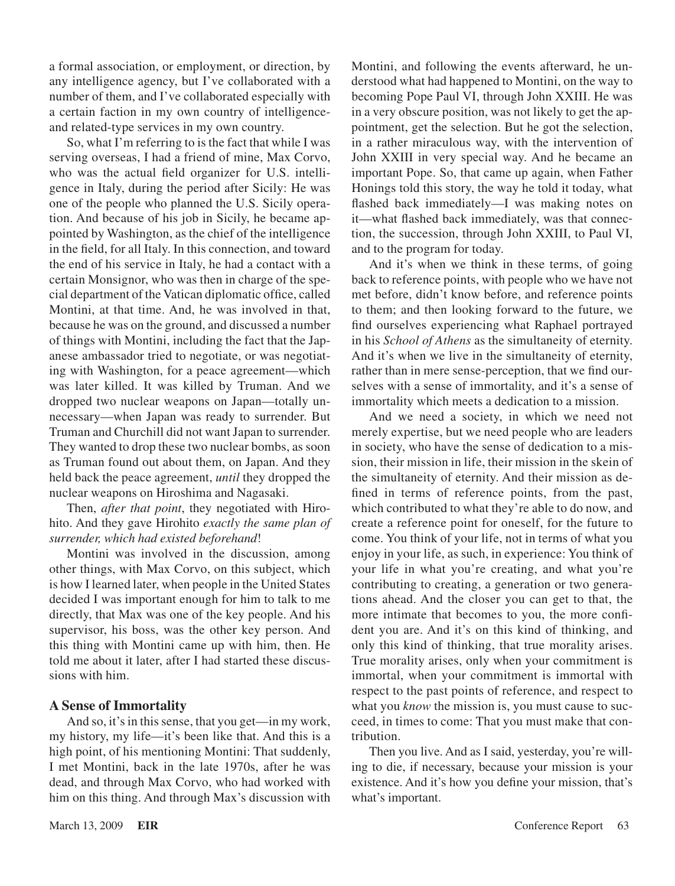a formal association, or employment, or direction, by any intelligence agency, but I've collaborated with a number of them, and I've collaborated especially with a certain faction in my own country of intelligence- and related-type services in my own country.

So, what I'm referring to is the fact that while I was serving overseas, I had a friend of mine, Max Corvo, who was the actual field organizer for U.S. intelligence in Italy, during the period after Sicily: He was one of the people who planned the U.S. Sicily operation. And because of his job in Sicily, he became appointed by Washington, as the chief of the intelligence in the field, for all Italy. In this connection, and toward the end of his service in Italy, he had a contact with a certain Monsignor, who was then in charge of the special department of the Vatican diplomatic office, called Montini, at that time. And, he was involved in that, because he was on the ground, and discussed a number of things with Montini, including the fact that the Japanese ambassador tried to negotiate, or was negotiating with Washington, for a peace agreement—which was later killed. It was killed by Truman. And we dropped two nuclear weapons on Japan—totally unnecessary—when Japan was ready to surrender. But Truman and Churchill did not want Japan to surrender. They wanted to drop these two nuclear bombs, as soon as Truman found out about them, on Japan. And they held back the peace agreement, *until* they dropped the nuclear weapons on Hiroshima and Nagasaki.

Then, *after that point*, they negotiated with Hirohito. And they gave Hirohito *exactly the same plan of surrender, which had existed beforehand*!

Montini was involved in the discussion, among other things, with Max Corvo, on this subject, which is how I learned later, when people in the United States decided I was important enough for him to talk to me directly, that Max was one of the key people. And his supervisor, his boss, was the other key person. And this thing with Montini came up with him, then. He told me about it later, after I had started these discussions with him.

## A Sense of Immortality

And so, it's in this sense, that you get—in my work, my history, my life—it's been like that. And this is a high point, of his mentioning Montini: That suddenly, I met Montini, back in the late 1970s, after he was dead, and through Max Corvo, who had worked with him on this thing. And through Max's discussion with Montini, and following the events afterward, he understood what had happened to Montini, on the way to becoming Pope Paul VI, through John XXIII. He was in a very obscure position, was not likely to get the appointment, get the selection. But he got the selection, in a rather miraculous way, with the intervention of John XXIII in very special way. And he became an important Pope. So, that came up again, when Father Honings told this story, the way he told it today, what flashed back immediately—I was making notes on it—what flashed back immediately, was that connection, the succession, through John XXIII, to Paul VI, and to the program for today.

And it's when we think in these terms, of going back to reference points, with people who we have not met before, didn't know before, and reference points to them; and then looking forward to the future, we find ourselves experiencing what Raphael portrayed in his *School of Athens* as the simultaneity of eternity. And it's when we live in the simultaneity of eternity, rather than in mere sense-perception, that we find ourselves with a sense of immortality, and it's a sense of immortality which meets a dedication to a mission.

And we need a society, in which we need not merely expertise, but we need people who are leaders in society, who have the sense of dedication to a mission, their mission in life, their mission in the skein of the simultaneity of eternity. And their mission as defined in terms of reference points, from the past, which contributed to what they're able to do now, and create a reference point for oneself, for the future to come. You think of your life, not in terms of what you enjoy in your life, as such, in experience: You think of your life in what you're creating, and what you're contributing to creating, a generation or two generations ahead. And the closer you can get to that, the more intimate that becomes to you, the more confident you are. And it's on this kind of thinking, and only this kind of thinking, that true morality arises. True morality arises, only when your commitment is immortal, when your commitment is immortal with respect to the past points of reference, and respect to what you *know* the mission is, you must cause to succeed, in times to come: That you must make that contribution.

Then you live. And as I said, yesterday, you're willing to die, if necessary, because your mission is your existence. And it's how you define your mission, that's what's important.